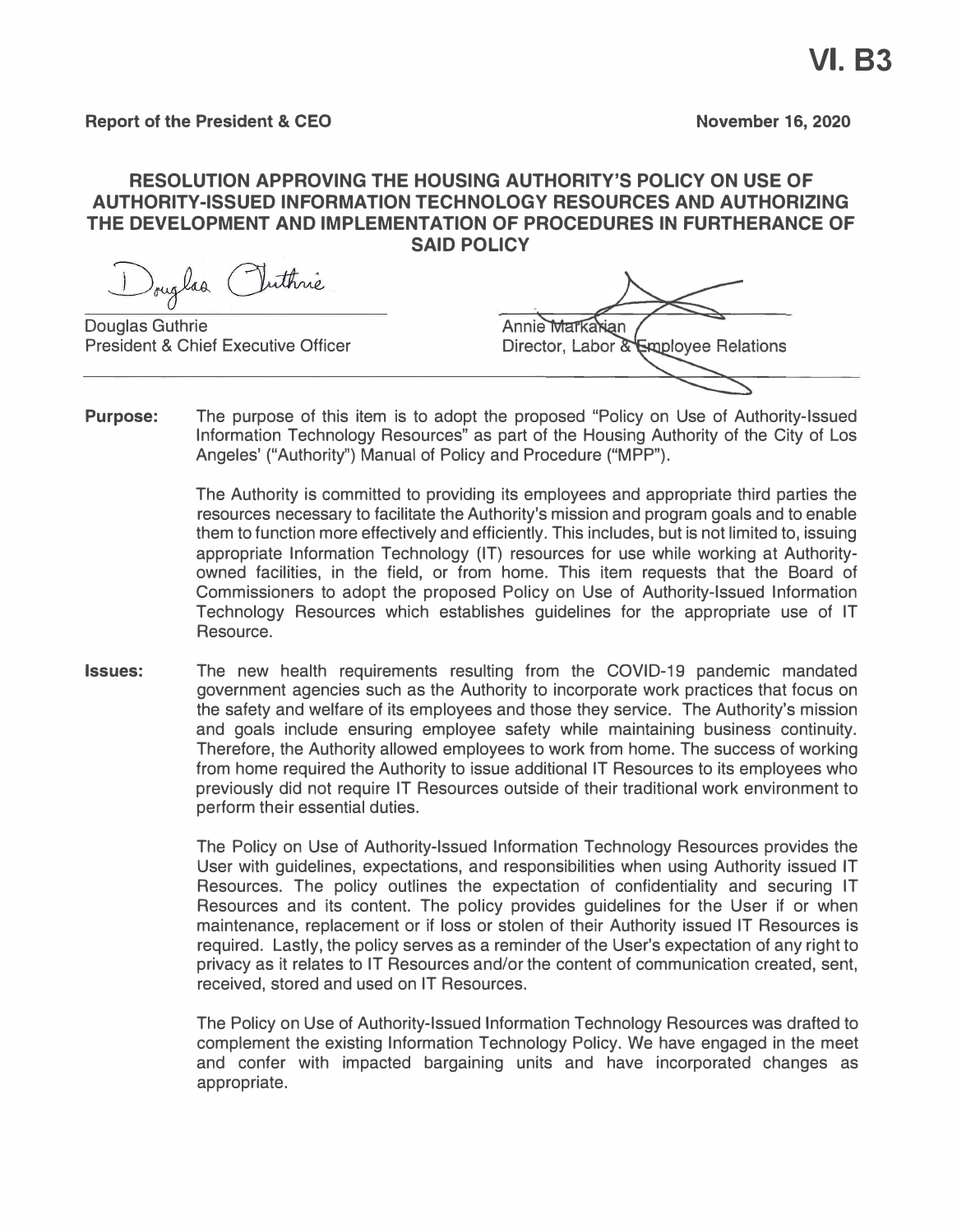**VI. B3**

**Report of the President & CEO** **November 16, 2020**

## RESOLUTION APPROVING THE HOUSING AUTHORITY'S POLICY ON USE OF AUTHORITY-ISSUED INFORMATION TECHNOLOGY RESOURCES AND AUTHORIZING THE DEVELOPMENT AND IMPLEMENTATION OF PROCEDURES IN FURTHERANCE OF SAID POLICY

Douglas Guthrie
President & Chief Executive Officer

Annie Markarian
Director, Labor & Employee Relations

**Purpose:** The purpose of this item is to adopt the proposed "Policy on Use of Authority-Issued Information Technology Resources" as part of the Housing Authority of the City of Los Angeles' ("Authority") Manual of Policy and Procedure ("MPP").

The Authority is committed to providing its employees and appropriate third parties the resources necessary to facilitate the Authority's mission and program goals and to enable them to function more effectively and efficiently. This includes, but is not limited to, issuing appropriate Information Technology (IT) resources for use while working at Authority-owned facilities, in the field, or from home. This item requests that the Board of Commissioners to adopt the proposed Policy on Use of Authority-Issued Information Technology Resources which establishes guidelines for the appropriate use of IT Resource.

**Issues:** The new health requirements resulting from the COVID-19 pandemic mandated government agencies such as the Authority to incorporate work practices that focus on the safety and welfare of its employees and those they service. The Authority's mission and goals include ensuring employee safety while maintaining business continuity. Therefore, the Authority allowed employees to work from home. The success of working from home required the Authority to issue additional IT Resources to its employees who previously did not require IT Resources outside of their traditional work environment to perform their essential duties.

The Policy on Use of Authority-Issued Information Technology Resources provides the User with guidelines, expectations, and responsibilities when using Authority issued IT Resources. The policy outlines the expectation of confidentiality and securing IT Resources and its content. The policy provides guidelines for the User if or when maintenance, replacement or if loss or stolen of their Authority issued IT Resources is required. Lastly, the policy serves as a reminder of the User's expectation of any right to privacy as it relates to IT Resources and/or the content of communication created, sent, received, stored and used on IT Resources.

The Policy on Use of Authority-Issued Information Technology Resources was drafted to complement the existing Information Technology Policy. We have engaged in the meet and confer with impacted bargaining units and have incorporated changes as appropriate.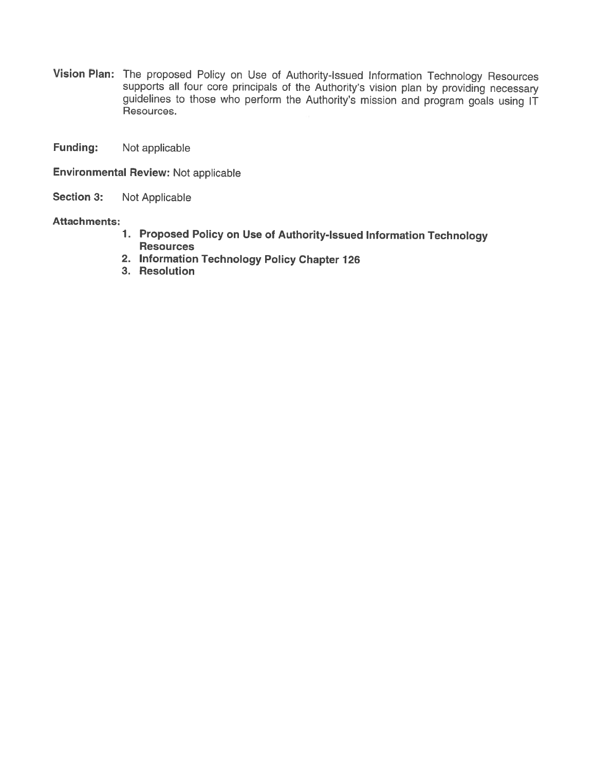**Vision Plan:** The proposed Policy on Use of Authority-Issued Information Technology Resources supports all four core principals of the Authority's vision plan by providing necessary guidelines to those who perform the Authority's mission and program goals using IT Resources.

**Funding:** Not applicable

**Environmental Review:** Not applicable

**Section 3:** Not Applicable

**Attachments:**

1. **Proposed Policy on Use of Authority-Issued Information Technology Resources**
2. **Information Technology Policy Chapter 126**
3. **Resolution**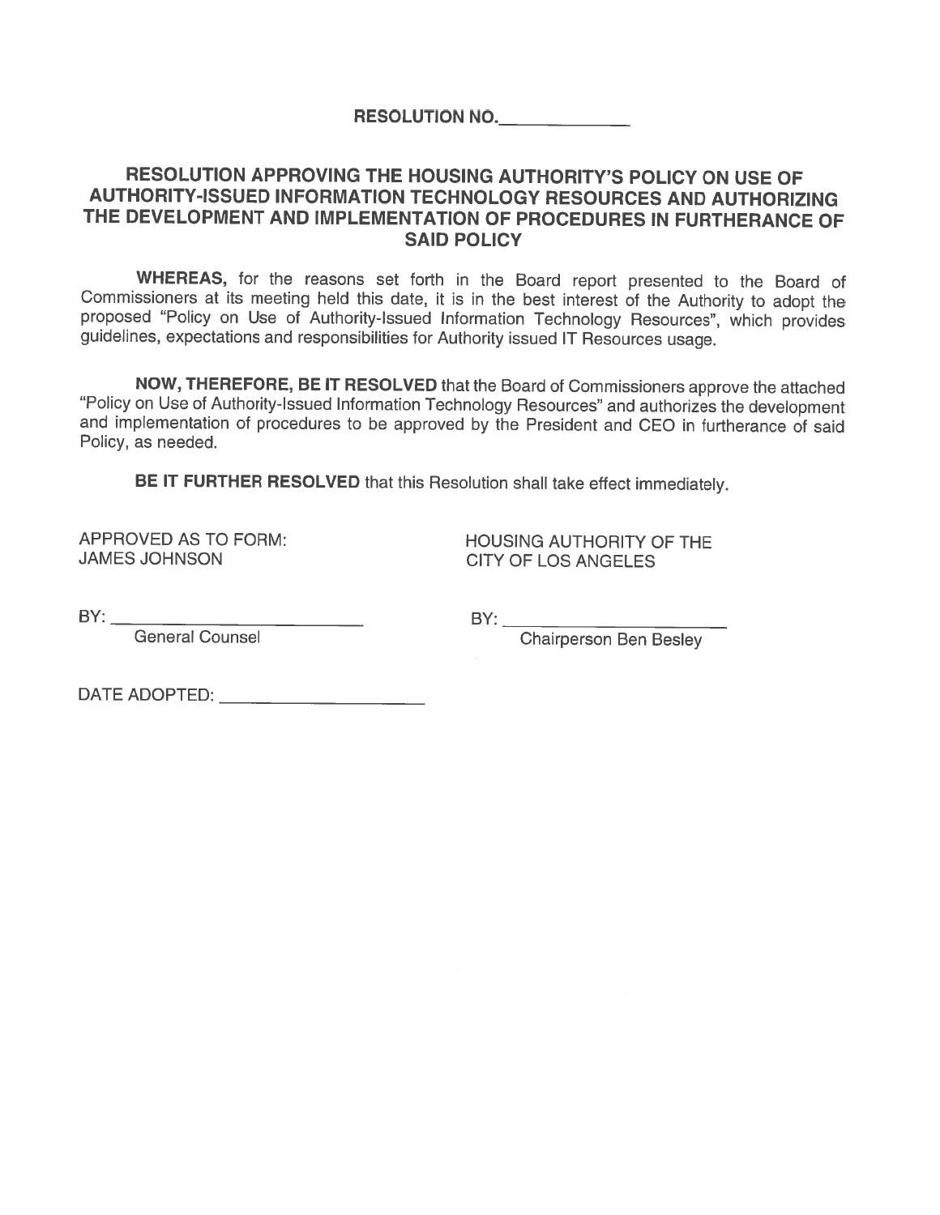**RESOLUTION NO.\_\_\_\_\_\_\_\_\_\_\_\_\_**

## RESOLUTION APPROVING THE HOUSING AUTHORITY'S POLICY ON USE OF AUTHORITY-ISSUED INFORMATION TECHNOLOGY RESOURCES AND AUTHORIZING THE DEVELOPMENT AND IMPLEMENTATION OF PROCEDURES IN FURTHERANCE OF SAID POLICY

**WHEREAS,** for the reasons set forth in the Board report presented to the Board of Commissioners at its meeting held this date, it is in the best interest of the Authority to adopt the proposed "Policy on Use of Authority-Issued Information Technology Resources", which provides guidelines, expectations and responsibilities for Authority issued IT Resources usage.

**NOW, THEREFORE, BE IT RESOLVED** that the Board of Commissioners approve the attached "Policy on Use of Authority-Issued Information Technology Resources" and authorizes the development and implementation of procedures to be approved by the President and CEO in furtherance of said Policy, as needed.

**BE IT FURTHER RESOLVED** that this Resolution shall take effect immediately.

APPROVED AS TO FORM:
JAMES JOHNSON

BY: \_\_\_\_\_\_\_\_\_\_\_\_\_\_\_\_\_\_\_\_\_\_\_\_\_\_
General Counsel

HOUSING AUTHORITY OF THE
CITY OF LOS ANGELES

BY: \_\_\_\_\_\_\_\_\_\_\_\_\_\_\_\_\_\_\_\_\_\_\_\_
Chairperson Ben Besley

DATE ADOPTED: \_\_\_\_\_\_\_\_\_\_\_\_\_\_\_\_\_\_\_\_\_\_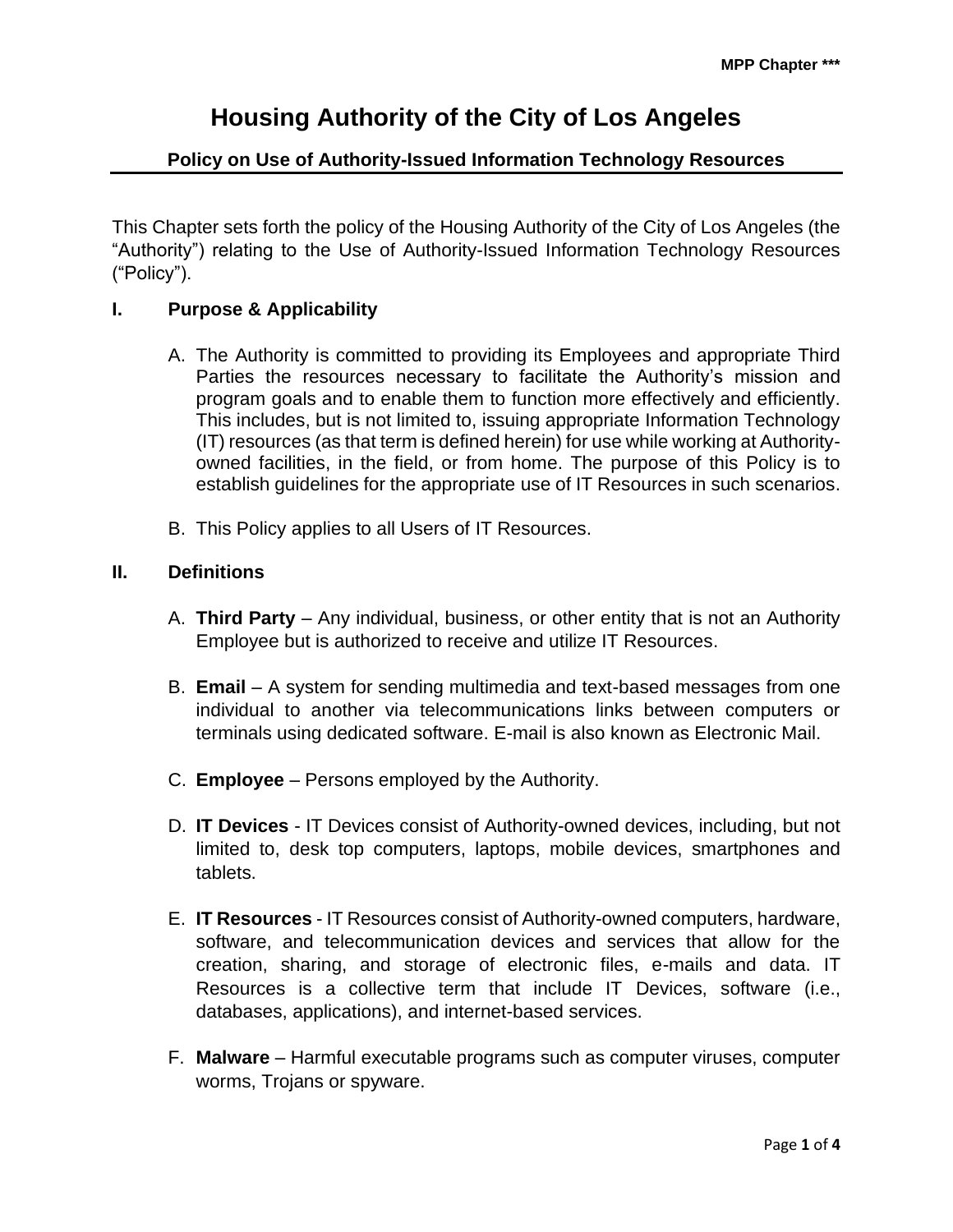# Housing Authority of the City of Los Angeles

## Policy on Use of Authority-Issued Information Technology Resources

This Chapter sets forth the policy of the Housing Authority of the City of Los Angeles (the "Authority") relating to the Use of Authority-Issued Information Technology Resources ("Policy").

### I. Purpose & Applicability

A. The Authority is committed to providing its Employees and appropriate Third Parties the resources necessary to facilitate the Authority's mission and program goals and to enable them to function more effectively and efficiently. This includes, but is not limited to, issuing appropriate Information Technology (IT) resources (as that term is defined herein) for use while working at Authority-owned facilities, in the field, or from home. The purpose of this Policy is to establish guidelines for the appropriate use of IT Resources in such scenarios.

B. This Policy applies to all Users of IT Resources.

### II. Definitions

A. **Third Party** – Any individual, business, or other entity that is not an Authority Employee but is authorized to receive and utilize IT Resources.

B. **Email** – A system for sending multimedia and text-based messages from one individual to another via telecommunications links between computers or terminals using dedicated software. E-mail is also known as Electronic Mail.

C. **Employee** – Persons employed by the Authority.

D. **IT Devices** - IT Devices consist of Authority-owned devices, including, but not limited to, desk top computers, laptops, mobile devices, smartphones and tablets.

E. **IT Resources** - IT Resources consist of Authority-owned computers, hardware, software, and telecommunication devices and services that allow for the creation, sharing, and storage of electronic files, e-mails and data. IT Resources is a collective term that include IT Devices, software (i.e., databases, applications), and internet-based services.

F. **Malware** – Harmful executable programs such as computer viruses, computer worms, Trojans or spyware.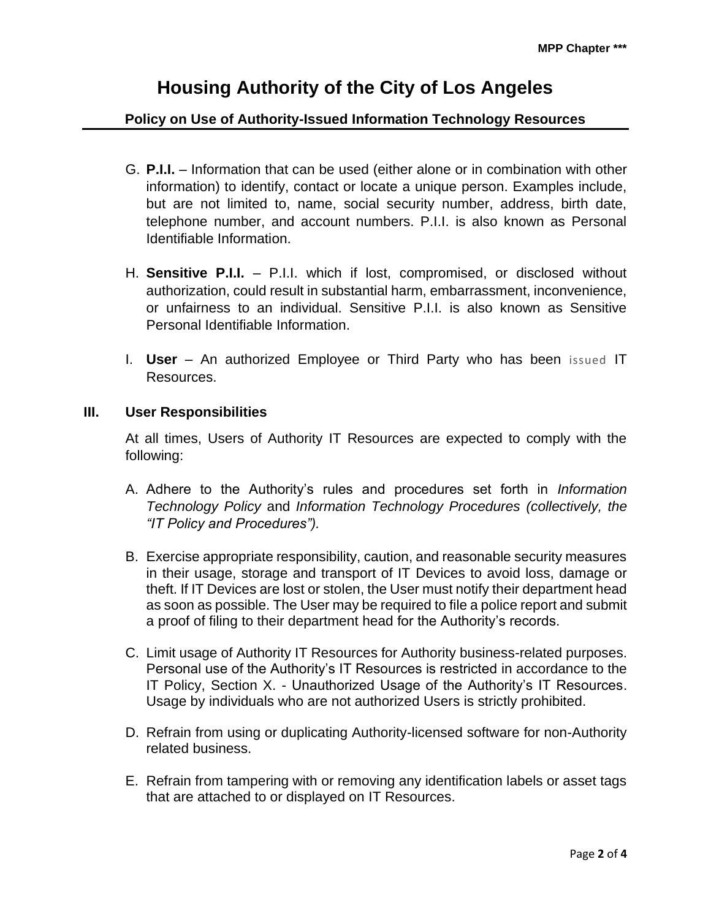G. **P.I.I.** – Information that can be used (either alone or in combination with other information) to identify, contact or locate a unique person. Examples include, but are not limited to, name, social security number, address, birth date, telephone number, and account numbers. P.I.I. is also known as Personal Identifiable Information.

H. **Sensitive P.I.I.** – P.I.I. which if lost, compromised, or disclosed without authorization, could result in substantial harm, embarrassment, inconvenience, or unfairness to an individual. Sensitive P.I.I. is also known as Sensitive Personal Identifiable Information.

I. **User** – An authorized Employee or Third Party who has been issued IT Resources.

## III. User Responsibilities

At all times, Users of Authority IT Resources are expected to comply with the following:

A. Adhere to the Authority's rules and procedures set forth in *Information Technology Policy* and *Information Technology Procedures (collectively, the "IT Policy and Procedures").*

B. Exercise appropriate responsibility, caution, and reasonable security measures in their usage, storage and transport of IT Devices to avoid loss, damage or theft. If IT Devices are lost or stolen, the User must notify their department head as soon as possible. The User may be required to file a police report and submit a proof of filing to their department head for the Authority's records.

C. Limit usage of Authority IT Resources for Authority business-related purposes. Personal use of the Authority's IT Resources is restricted in accordance to the IT Policy, Section X. - Unauthorized Usage of the Authority's IT Resources. Usage by individuals who are not authorized Users is strictly prohibited.

D. Refrain from using or duplicating Authority-licensed software for non-Authority related business.

E. Refrain from tampering with or removing any identification labels or asset tags that are attached to or displayed on IT Resources.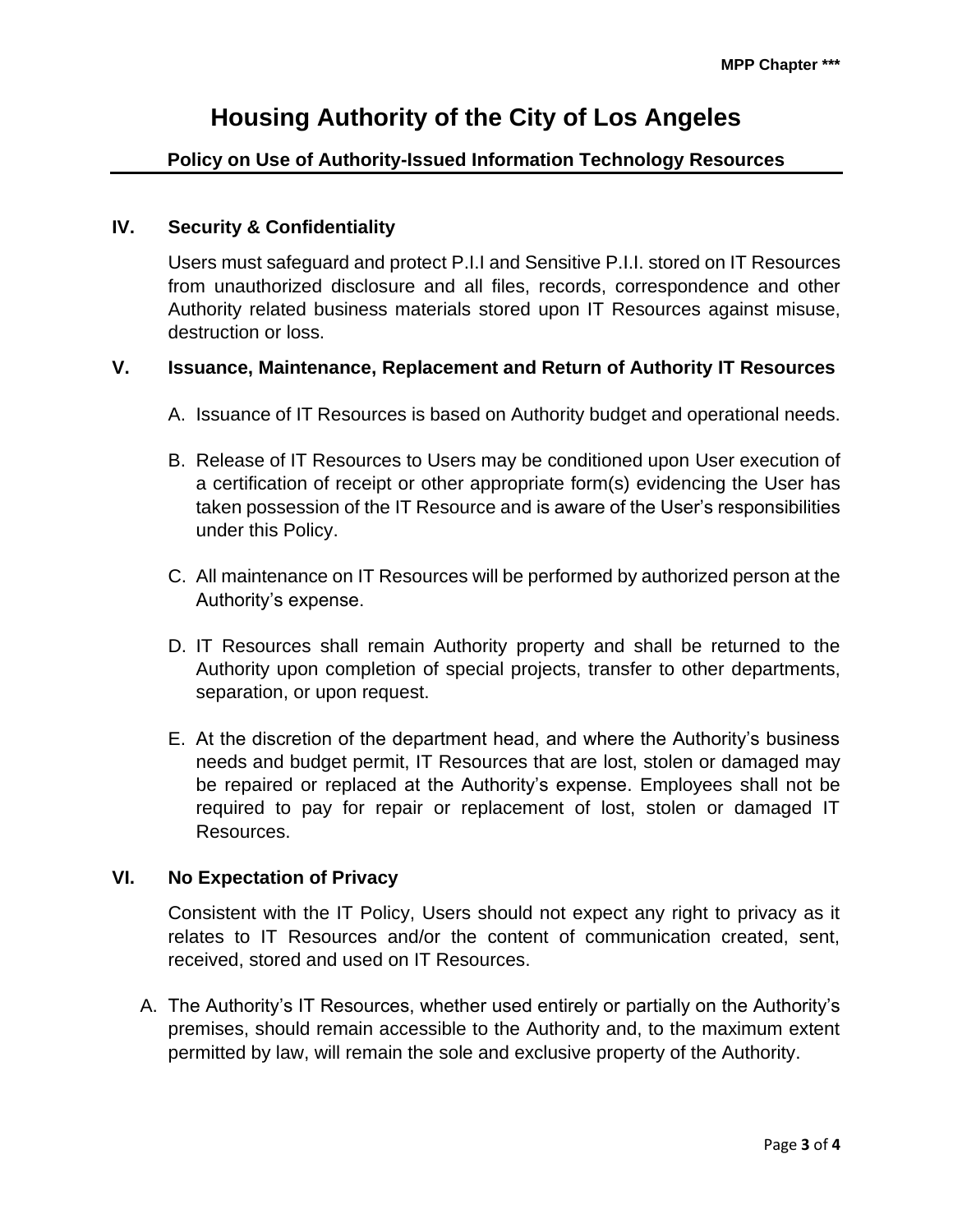## IV. Security & Confidentiality

Users must safeguard and protect P.I.I and Sensitive P.I.I. stored on IT Resources from unauthorized disclosure and all files, records, correspondence and other Authority related business materials stored upon IT Resources against misuse, destruction or loss.

## V. Issuance, Maintenance, Replacement and Return of Authority IT Resources

A. Issuance of IT Resources is based on Authority budget and operational needs.

B. Release of IT Resources to Users may be conditioned upon User execution of a certification of receipt or other appropriate form(s) evidencing the User has taken possession of the IT Resource and is aware of the User's responsibilities under this Policy.

C. All maintenance on IT Resources will be performed by authorized person at the Authority's expense.

D. IT Resources shall remain Authority property and shall be returned to the Authority upon completion of special projects, transfer to other departments, separation, or upon request.

E. At the discretion of the department head, and where the Authority's business needs and budget permit, IT Resources that are lost, stolen or damaged may be repaired or replaced at the Authority's expense. Employees shall not be required to pay for repair or replacement of lost, stolen or damaged IT Resources.

## VI. No Expectation of Privacy

Consistent with the IT Policy, Users should not expect any right to privacy as it relates to IT Resources and/or the content of communication created, sent, received, stored and used on IT Resources.

A. The Authority's IT Resources, whether used entirely or partially on the Authority's premises, should remain accessible to the Authority and, to the maximum extent permitted by law, will remain the sole and exclusive property of the Authority.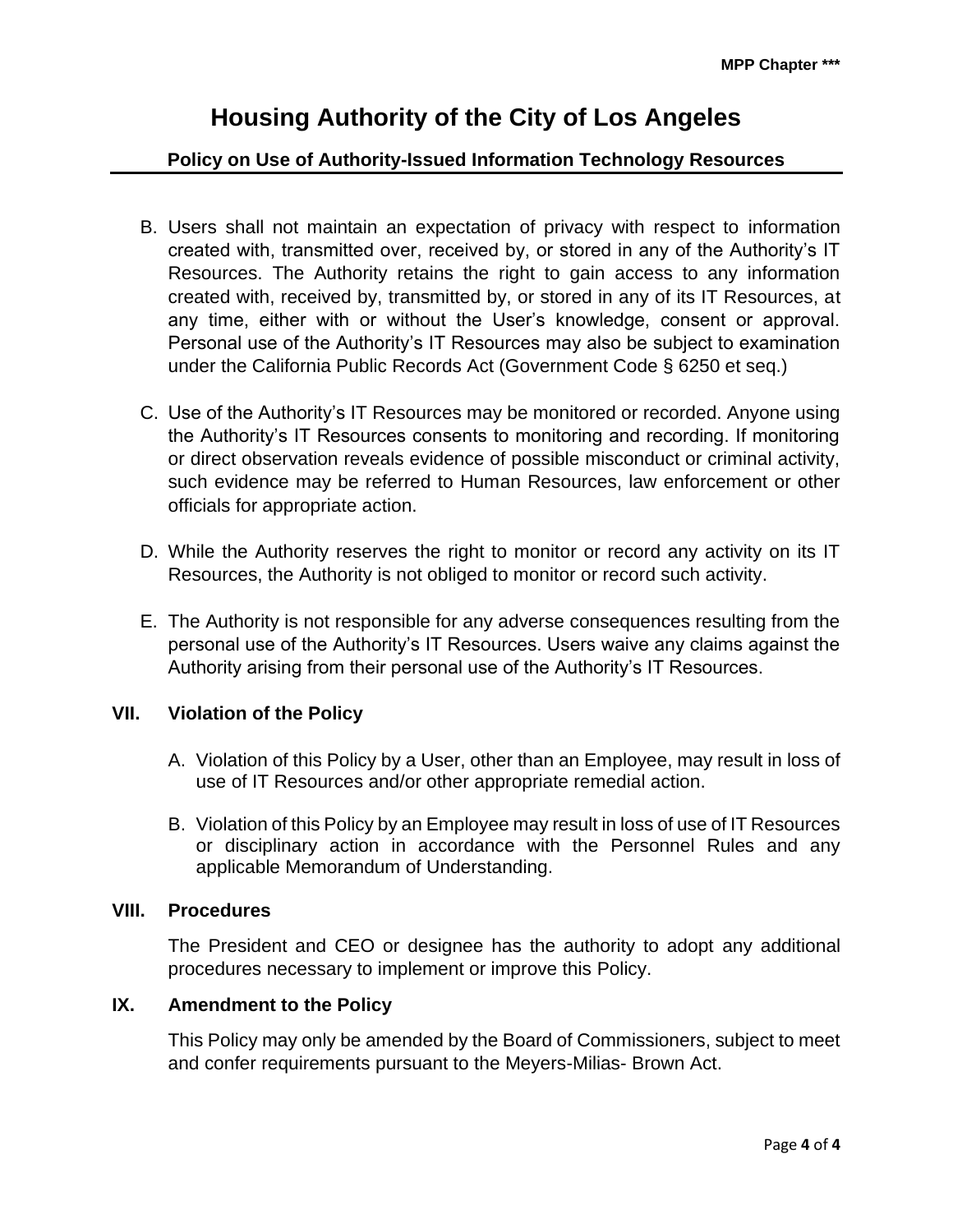B. Users shall not maintain an expectation of privacy with respect to information created with, transmitted over, received by, or stored in any of the Authority's IT Resources. The Authority retains the right to gain access to any information created with, received by, transmitted by, or stored in any of its IT Resources, at any time, either with or without the User's knowledge, consent or approval. Personal use of the Authority's IT Resources may also be subject to examination under the California Public Records Act (Government Code § 6250 et seq.)

C. Use of the Authority's IT Resources may be monitored or recorded. Anyone using the Authority's IT Resources consents to monitoring and recording. If monitoring or direct observation reveals evidence of possible misconduct or criminal activity, such evidence may be referred to Human Resources, law enforcement or other officials for appropriate action.

D. While the Authority reserves the right to monitor or record any activity on its IT Resources, the Authority is not obliged to monitor or record such activity.

E. The Authority is not responsible for any adverse consequences resulting from the personal use of the Authority's IT Resources. Users waive any claims against the Authority arising from their personal use of the Authority's IT Resources.

## VII. Violation of the Policy

A. Violation of this Policy by a User, other than an Employee, may result in loss of use of IT Resources and/or other appropriate remedial action.

B. Violation of this Policy by an Employee may result in loss of use of IT Resources or disciplinary action in accordance with the Personnel Rules and any applicable Memorandum of Understanding.

## VIII. Procedures

The President and CEO or designee has the authority to adopt any additional procedures necessary to implement or improve this Policy.

## IX. Amendment to the Policy

This Policy may only be amended by the Board of Commissioners, subject to meet and confer requirements pursuant to the Meyers-Milias- Brown Act.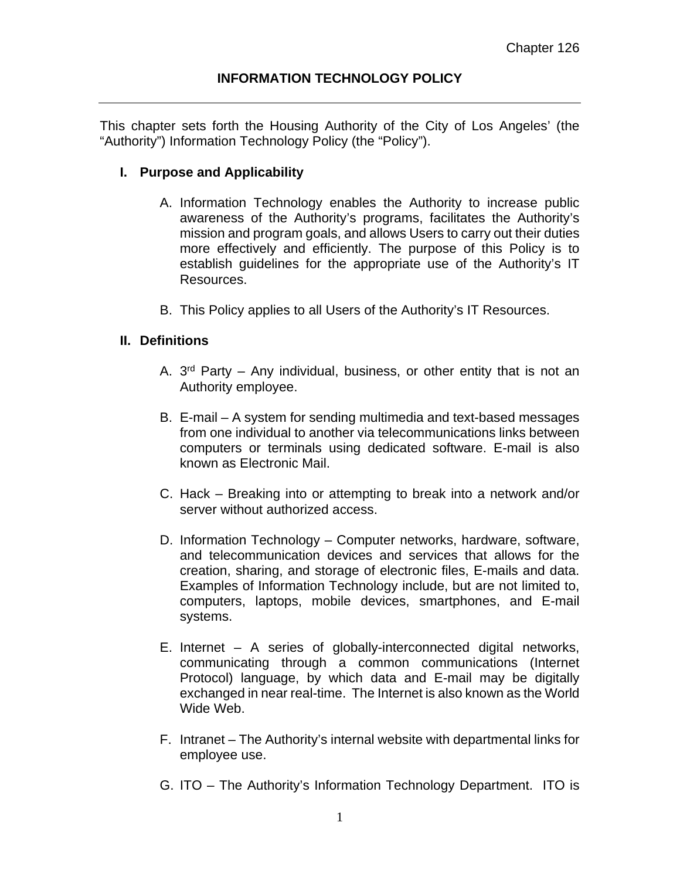Chapter 126

# INFORMATION TECHNOLOGY POLICY

---

This chapter sets forth the Housing Authority of the City of Los Angeles' (the "Authority") Information Technology Policy (the "Policy").

## I. Purpose and Applicability

A. Information Technology enables the Authority to increase public awareness of the Authority's programs, facilitates the Authority's mission and program goals, and allows Users to carry out their duties more effectively and efficiently. The purpose of this Policy is to establish guidelines for the appropriate use of the Authority's IT Resources.

B. This Policy applies to all Users of the Authority's IT Resources.

## II. Definitions

A. 3rd Party – Any individual, business, or other entity that is not an Authority employee.

B. E-mail – A system for sending multimedia and text-based messages from one individual to another via telecommunications links between computers or terminals using dedicated software. E-mail is also known as Electronic Mail.

C. Hack – Breaking into or attempting to break into a network and/or server without authorized access.

D. Information Technology – Computer networks, hardware, software, and telecommunication devices and services that allows for the creation, sharing, and storage of electronic files, E-mails and data. Examples of Information Technology include, but are not limited to, computers, laptops, mobile devices, smartphones, and E-mail systems.

E. Internet – A series of globally-interconnected digital networks, communicating through a common communications (Internet Protocol) language, by which data and E-mail may be digitally exchanged in near real-time. The Internet is also known as the World Wide Web.

F. Intranet – The Authority's internal website with departmental links for employee use.

G. ITO – The Authority's Information Technology Department. ITO is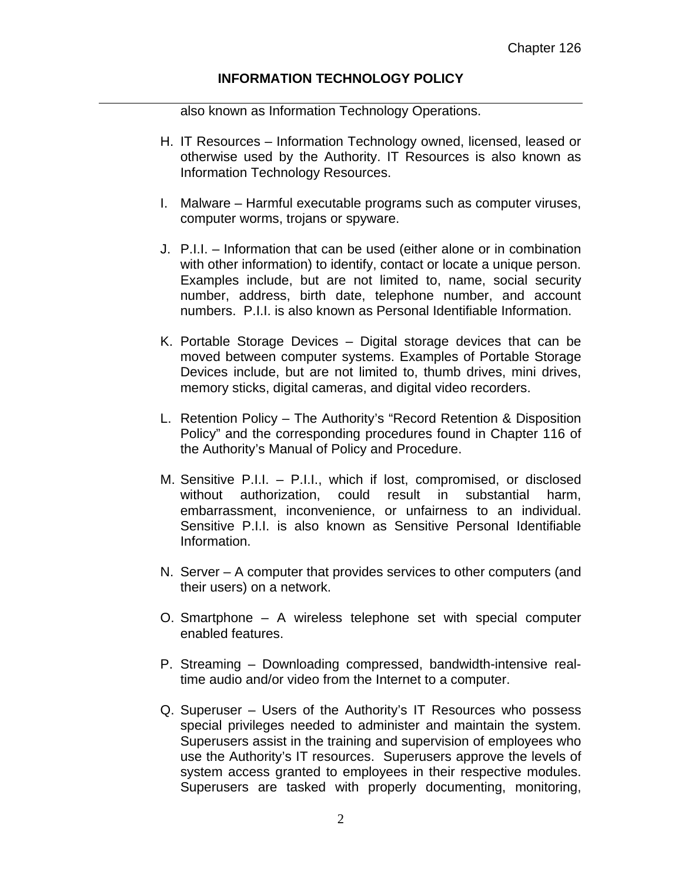also known as Information Technology Operations.

H. IT Resources – Information Technology owned, licensed, leased or otherwise used by the Authority. IT Resources is also known as Information Technology Resources.

I. Malware – Harmful executable programs such as computer viruses, computer worms, trojans or spyware.

J. P.I.I. – Information that can be used (either alone or in combination with other information) to identify, contact or locate a unique person. Examples include, but are not limited to, name, social security number, address, birth date, telephone number, and account numbers. P.I.I. is also known as Personal Identifiable Information.

K. Portable Storage Devices – Digital storage devices that can be moved between computer systems. Examples of Portable Storage Devices include, but are not limited to, thumb drives, mini drives, memory sticks, digital cameras, and digital video recorders.

L. Retention Policy – The Authority's "Record Retention & Disposition Policy" and the corresponding procedures found in Chapter 116 of the Authority's Manual of Policy and Procedure.

M. Sensitive P.I.I. – P.I.I., which if lost, compromised, or disclosed without authorization, could result in substantial harm, embarrassment, inconvenience, or unfairness to an individual. Sensitive P.I.I. is also known as Sensitive Personal Identifiable Information.

N. Server – A computer that provides services to other computers (and their users) on a network.

O. Smartphone – A wireless telephone set with special computer enabled features.

P. Streaming – Downloading compressed, bandwidth-intensive real-time audio and/or video from the Internet to a computer.

Q. Superuser – Users of the Authority's IT Resources who possess special privileges needed to administer and maintain the system. Superusers assist in the training and supervision of employees who use the Authority's IT resources. Superusers approve the levels of system access granted to employees in their respective modules. Superusers are tasked with properly documenting, monitoring,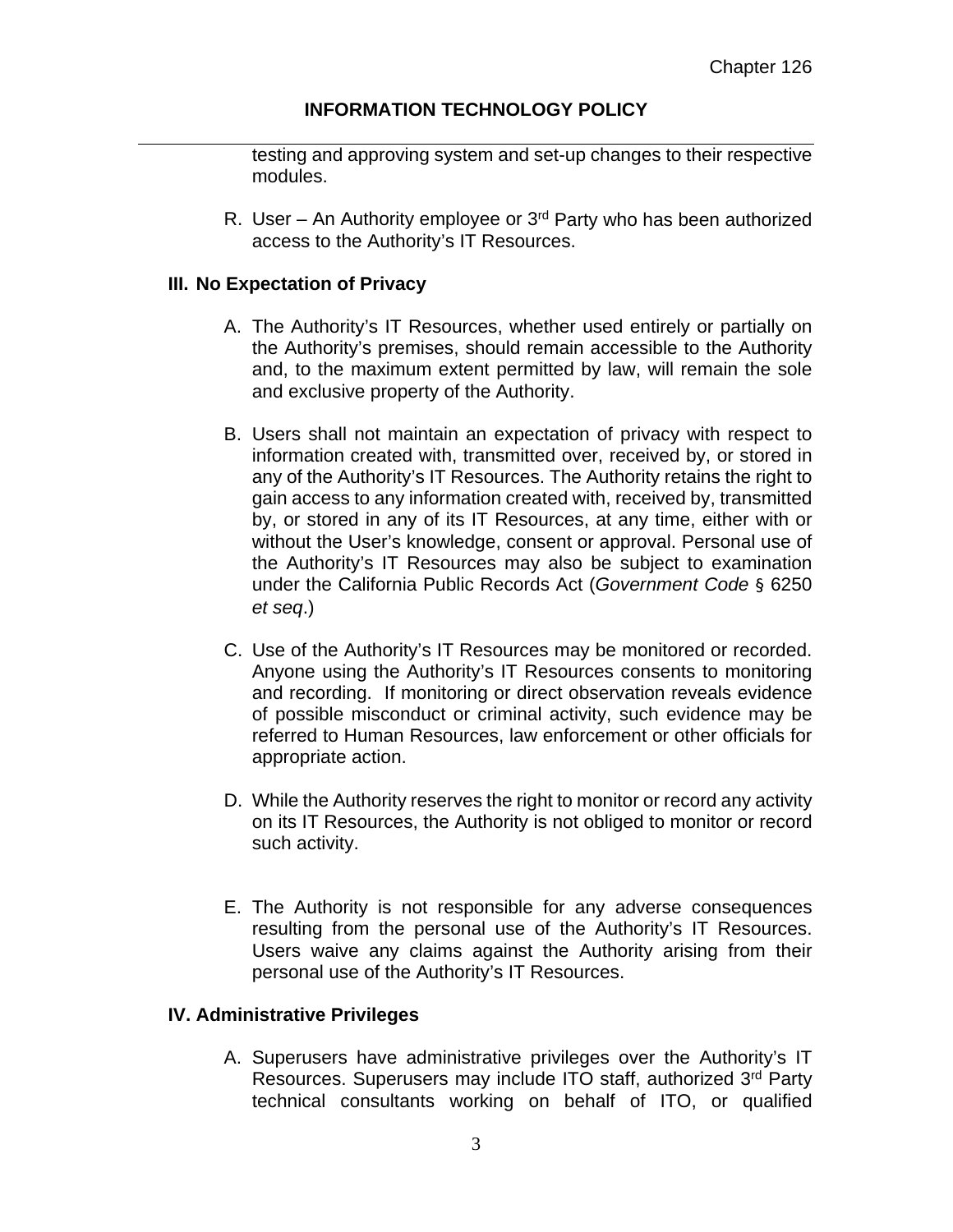testing and approving system and set-up changes to their respective modules.

R. User – An Authority employee or 3rd Party who has been authorized access to the Authority's IT Resources.

## III. No Expectation of Privacy

A. The Authority's IT Resources, whether used entirely or partially on the Authority's premises, should remain accessible to the Authority and, to the maximum extent permitted by law, will remain the sole and exclusive property of the Authority.

B. Users shall not maintain an expectation of privacy with respect to information created with, transmitted over, received by, or stored in any of the Authority's IT Resources. The Authority retains the right to gain access to any information created with, received by, transmitted by, or stored in any of its IT Resources, at any time, either with or without the User's knowledge, consent or approval. Personal use of the Authority's IT Resources may also be subject to examination under the California Public Records Act (*Government Code* § 6250 *et seq*.)

C. Use of the Authority's IT Resources may be monitored or recorded. Anyone using the Authority's IT Resources consents to monitoring and recording. If monitoring or direct observation reveals evidence of possible misconduct or criminal activity, such evidence may be referred to Human Resources, law enforcement or other officials for appropriate action.

D. While the Authority reserves the right to monitor or record any activity on its IT Resources, the Authority is not obliged to monitor or record such activity.

E. The Authority is not responsible for any adverse consequences resulting from the personal use of the Authority's IT Resources. Users waive any claims against the Authority arising from their personal use of the Authority's IT Resources.

## IV. Administrative Privileges

A. Superusers have administrative privileges over the Authority's IT Resources. Superusers may include ITO staff, authorized 3rd Party technical consultants working on behalf of ITO, or qualified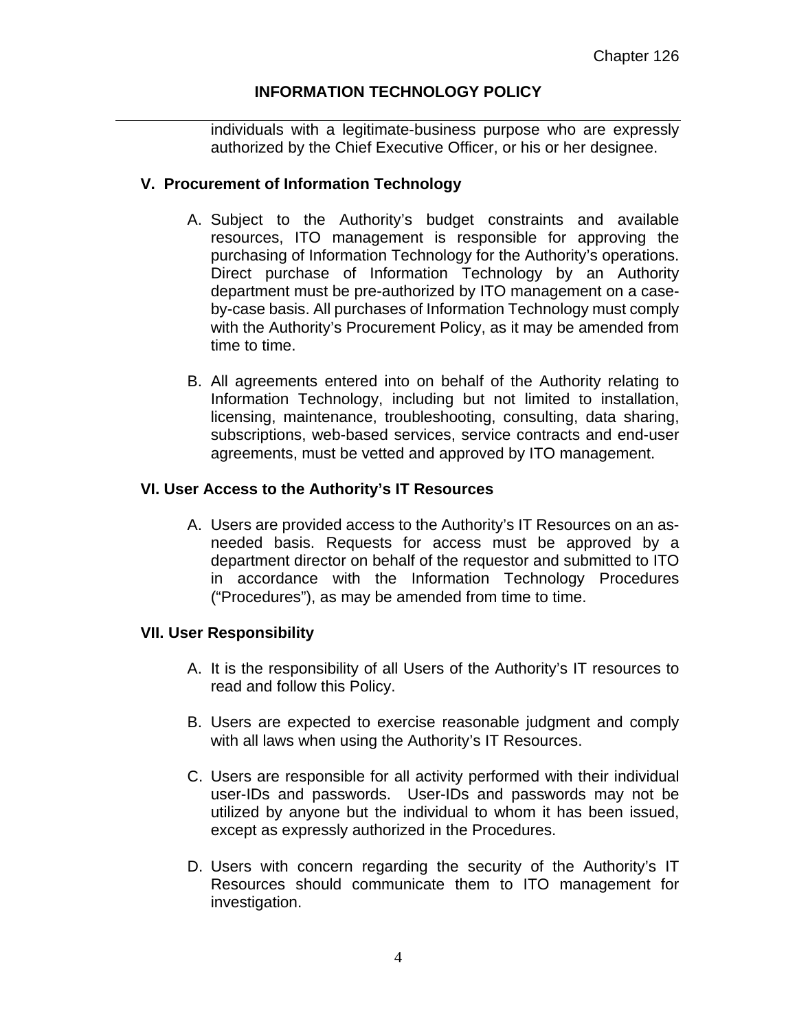individuals with a legitimate-business purpose who are expressly authorized by the Chief Executive Officer, or his or her designee.

## V. Procurement of Information Technology

A. Subject to the Authority's budget constraints and available resources, ITO management is responsible for approving the purchasing of Information Technology for the Authority's operations. Direct purchase of Information Technology by an Authority department must be pre-authorized by ITO management on a case-by-case basis. All purchases of Information Technology must comply with the Authority's Procurement Policy, as it may be amended from time to time.

B. All agreements entered into on behalf of the Authority relating to Information Technology, including but not limited to installation, licensing, maintenance, troubleshooting, consulting, data sharing, subscriptions, web-based services, service contracts and end-user agreements, must be vetted and approved by ITO management.

## VI. User Access to the Authority's IT Resources

A. Users are provided access to the Authority's IT Resources on an as-needed basis. Requests for access must be approved by a department director on behalf of the requestor and submitted to ITO in accordance with the Information Technology Procedures ("Procedures"), as may be amended from time to time.

## VII. User Responsibility

A. It is the responsibility of all Users of the Authority's IT resources to read and follow this Policy.

B. Users are expected to exercise reasonable judgment and comply with all laws when using the Authority's IT Resources.

C. Users are responsible for all activity performed with their individual user-IDs and passwords. User-IDs and passwords may not be utilized by anyone but the individual to whom it has been issued, except as expressly authorized in the Procedures.

D. Users with concern regarding the security of the Authority's IT Resources should communicate them to ITO management for investigation.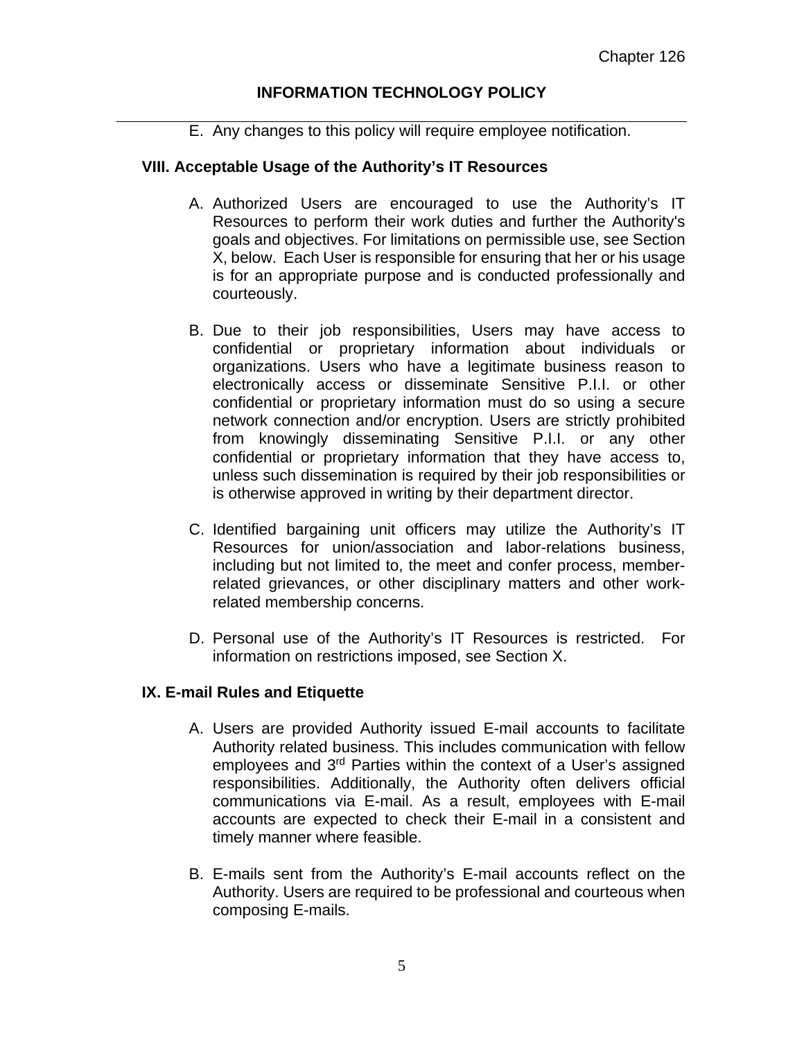E. Any changes to this policy will require employee notification.

## VIII. Acceptable Usage of the Authority's IT Resources

A. Authorized Users are encouraged to use the Authority's IT Resources to perform their work duties and further the Authority's goals and objectives. For limitations on permissible use, see Section X, below. Each User is responsible for ensuring that her or his usage is for an appropriate purpose and is conducted professionally and courteously.

B. Due to their job responsibilities, Users may have access to confidential or proprietary information about individuals or organizations. Users who have a legitimate business reason to electronically access or disseminate Sensitive P.I.I. or other confidential or proprietary information must do so using a secure network connection and/or encryption. Users are strictly prohibited from knowingly disseminating Sensitive P.I.I. or any other confidential or proprietary information that they have access to, unless such dissemination is required by their job responsibilities or is otherwise approved in writing by their department director.

C. Identified bargaining unit officers may utilize the Authority's IT Resources for union/association and labor-relations business, including but not limited to, the meet and confer process, member-related grievances, or other disciplinary matters and other work-related membership concerns.

D. Personal use of the Authority's IT Resources is restricted. For information on restrictions imposed, see Section X.

## IX. E-mail Rules and Etiquette

A. Users are provided Authority issued E-mail accounts to facilitate Authority related business. This includes communication with fellow employees and 3rd Parties within the context of a User's assigned responsibilities. Additionally, the Authority often delivers official communications via E-mail. As a result, employees with E-mail accounts are expected to check their E-mail in a consistent and timely manner where feasible.

B. E-mails sent from the Authority's E-mail accounts reflect on the Authority. Users are required to be professional and courteous when composing E-mails.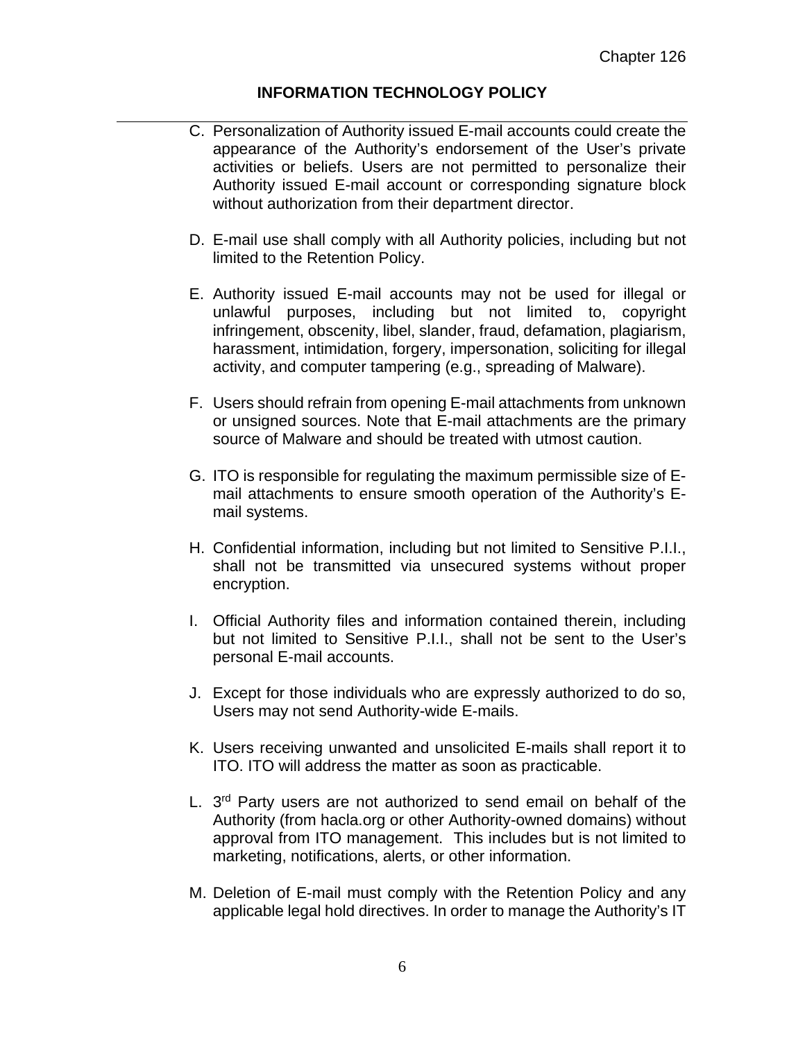C. Personalization of Authority issued E-mail accounts could create the appearance of the Authority's endorsement of the User's private activities or beliefs. Users are not permitted to personalize their Authority issued E-mail account or corresponding signature block without authorization from their department director.

D. E-mail use shall comply with all Authority policies, including but not limited to the Retention Policy.

E. Authority issued E-mail accounts may not be used for illegal or unlawful purposes, including but not limited to, copyright infringement, obscenity, libel, slander, fraud, defamation, plagiarism, harassment, intimidation, forgery, impersonation, soliciting for illegal activity, and computer tampering (e.g., spreading of Malware).

F. Users should refrain from opening E-mail attachments from unknown or unsigned sources. Note that E-mail attachments are the primary source of Malware and should be treated with utmost caution.

G. ITO is responsible for regulating the maximum permissible size of E-mail attachments to ensure smooth operation of the Authority's E-mail systems.

H. Confidential information, including but not limited to Sensitive P.I.I., shall not be transmitted via unsecured systems without proper encryption.

I. Official Authority files and information contained therein, including but not limited to Sensitive P.I.I., shall not be sent to the User's personal E-mail accounts.

J. Except for those individuals who are expressly authorized to do so, Users may not send Authority-wide E-mails.

K. Users receiving unwanted and unsolicited E-mails shall report it to ITO. ITO will address the matter as soon as practicable.

L. 3rd Party users are not authorized to send email on behalf of the Authority (from hacla.org or other Authority-owned domains) without approval from ITO management. This includes but is not limited to marketing, notifications, alerts, or other information.

M. Deletion of E-mail must comply with the Retention Policy and any applicable legal hold directives. In order to manage the Authority's IT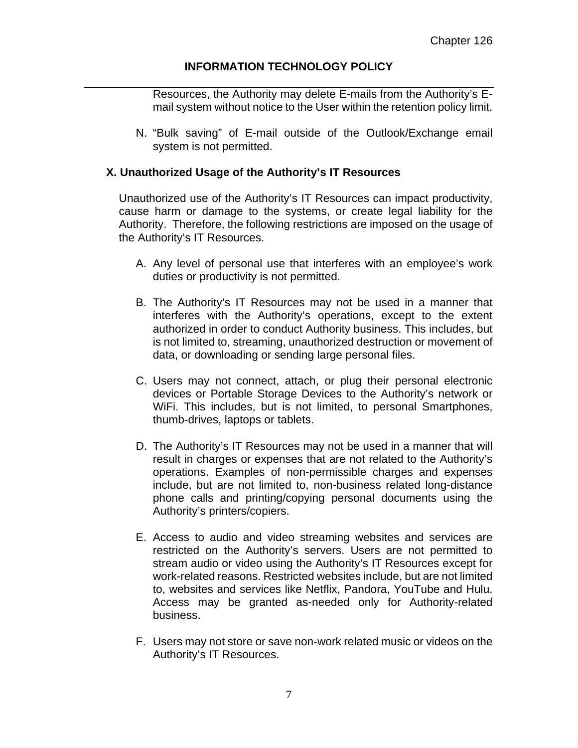Resources, the Authority may delete E-mails from the Authority's E-mail system without notice to the User within the retention policy limit.

N. "Bulk saving" of E-mail outside of the Outlook/Exchange email system is not permitted.

## X. Unauthorized Usage of the Authority's IT Resources

Unauthorized use of the Authority's IT Resources can impact productivity, cause harm or damage to the systems, or create legal liability for the Authority. Therefore, the following restrictions are imposed on the usage of the Authority's IT Resources.

A. Any level of personal use that interferes with an employee's work duties or productivity is not permitted.

B. The Authority's IT Resources may not be used in a manner that interferes with the Authority's operations, except to the extent authorized in order to conduct Authority business. This includes, but is not limited to, streaming, unauthorized destruction or movement of data, or downloading or sending large personal files.

C. Users may not connect, attach, or plug their personal electronic devices or Portable Storage Devices to the Authority's network or WiFi. This includes, but is not limited, to personal Smartphones, thumb-drives, laptops or tablets.

D. The Authority's IT Resources may not be used in a manner that will result in charges or expenses that are not related to the Authority's operations. Examples of non-permissible charges and expenses include, but are not limited to, non-business related long-distance phone calls and printing/copying personal documents using the Authority's printers/copiers.

E. Access to audio and video streaming websites and services are restricted on the Authority's servers. Users are not permitted to stream audio or video using the Authority's IT Resources except for work-related reasons. Restricted websites include, but are not limited to, websites and services like Netflix, Pandora, YouTube and Hulu. Access may be granted as-needed only for Authority-related business.

F. Users may not store or save non-work related music or videos on the Authority's IT Resources.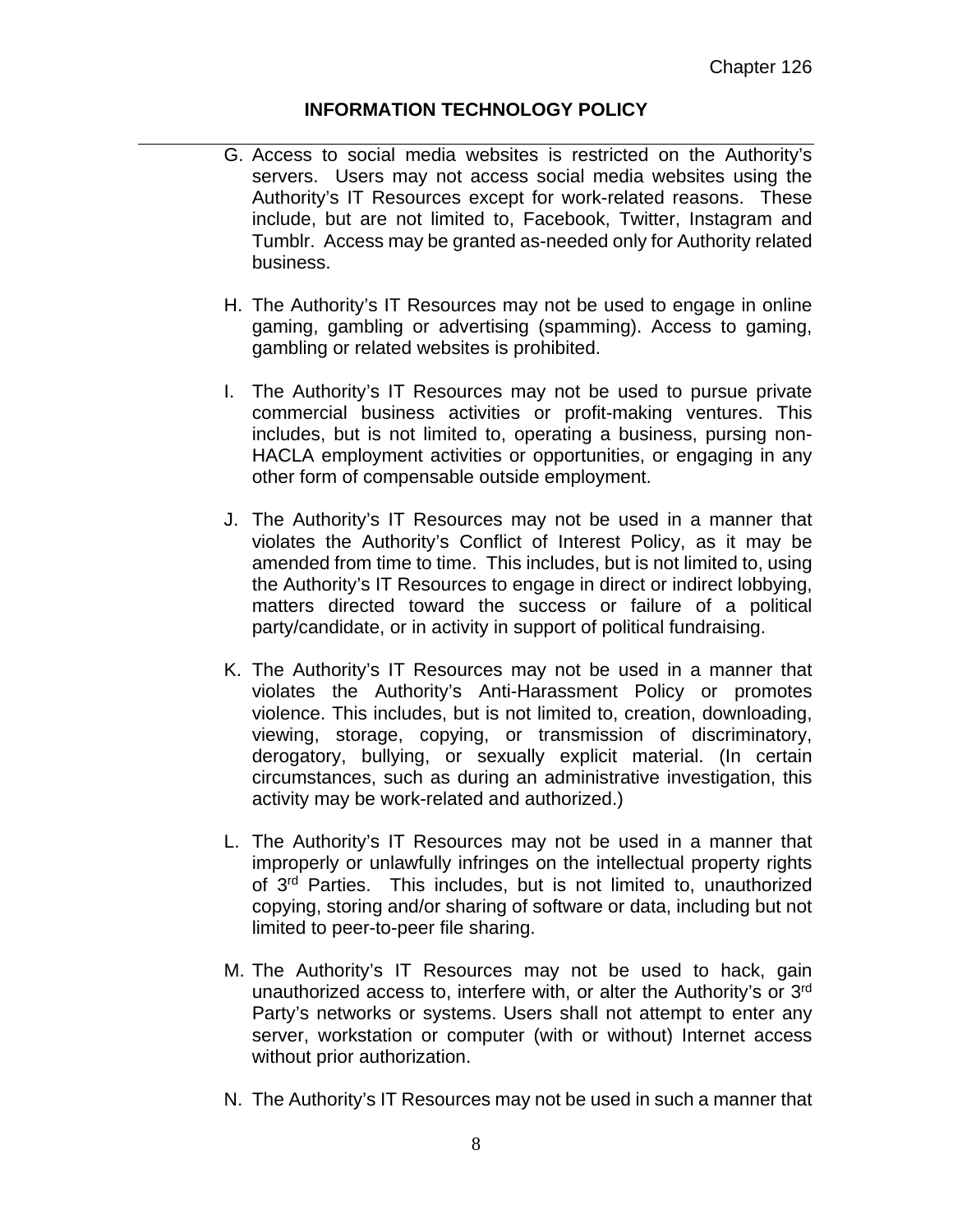G. Access to social media websites is restricted on the Authority's servers. Users may not access social media websites using the Authority's IT Resources except for work-related reasons. These include, but are not limited to, Facebook, Twitter, Instagram and Tumblr. Access may be granted as-needed only for Authority related business.

H. The Authority's IT Resources may not be used to engage in online gaming, gambling or advertising (spamming). Access to gaming, gambling or related websites is prohibited.

I. The Authority's IT Resources may not be used to pursue private commercial business activities or profit-making ventures. This includes, but is not limited to, operating a business, pursing non-HACLA employment activities or opportunities, or engaging in any other form of compensable outside employment.

J. The Authority's IT Resources may not be used in a manner that violates the Authority's Conflict of Interest Policy, as it may be amended from time to time. This includes, but is not limited to, using the Authority's IT Resources to engage in direct or indirect lobbying, matters directed toward the success or failure of a political party/candidate, or in activity in support of political fundraising.

K. The Authority's IT Resources may not be used in a manner that violates the Authority's Anti-Harassment Policy or promotes violence. This includes, but is not limited to, creation, downloading, viewing, storage, copying, or transmission of discriminatory, derogatory, bullying, or sexually explicit material. (In certain circumstances, such as during an administrative investigation, this activity may be work-related and authorized.)

L. The Authority's IT Resources may not be used in a manner that improperly or unlawfully infringes on the intellectual property rights of 3rd Parties. This includes, but is not limited to, unauthorized copying, storing and/or sharing of software or data, including but not limited to peer-to-peer file sharing.

M. The Authority's IT Resources may not be used to hack, gain unauthorized access to, interfere with, or alter the Authority's or 3rd Party's networks or systems. Users shall not attempt to enter any server, workstation or computer (with or without) Internet access without prior authorization.

N. The Authority's IT Resources may not be used in such a manner that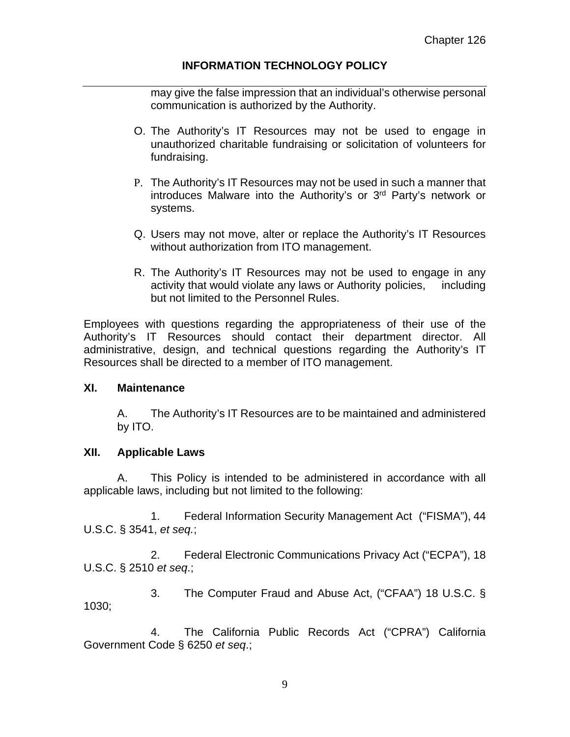may give the false impression that an individual's otherwise personal communication is authorized by the Authority.

O. The Authority's IT Resources may not be used to engage in unauthorized charitable fundraising or solicitation of volunteers for fundraising.

P. The Authority's IT Resources may not be used in such a manner that introduces Malware into the Authority's or 3rd Party's network or systems.

Q. Users may not move, alter or replace the Authority's IT Resources without authorization from ITO management.

R. The Authority's IT Resources may not be used to engage in any activity that would violate any laws or Authority policies, including but not limited to the Personnel Rules.

Employees with questions regarding the appropriateness of their use of the Authority's IT Resources should contact their department director. All administrative, design, and technical questions regarding the Authority's IT Resources shall be directed to a member of ITO management.

## XI. Maintenance

A. The Authority's IT Resources are to be maintained and administered by ITO.

## XII. Applicable Laws

A. This Policy is intended to be administered in accordance with all applicable laws, including but not limited to the following:

1. Federal Information Security Management Act ("FISMA"), 44 U.S.C. § 3541, *et seq.*;

2. Federal Electronic Communications Privacy Act ("ECPA"), 18 U.S.C. § 2510 *et seq*.;

3. The Computer Fraud and Abuse Act, ("CFAA") 18 U.S.C. § 1030;

4. The California Public Records Act ("CPRA") California Government Code § 6250 *et seq*.;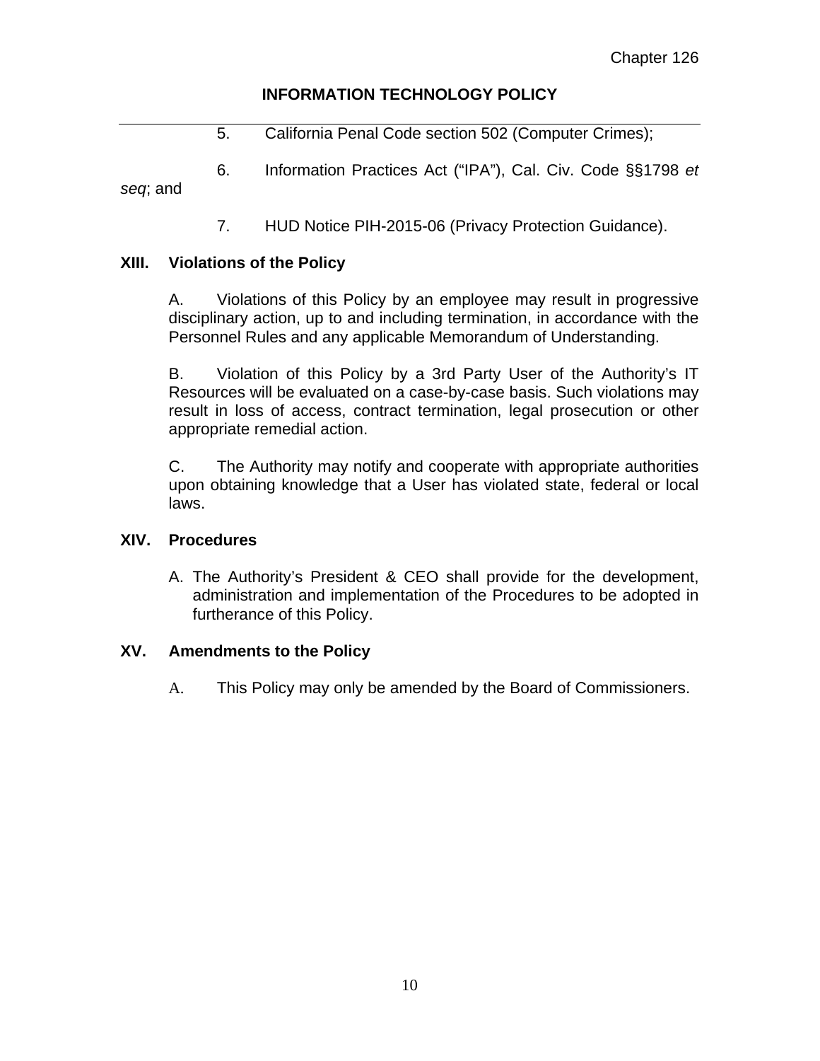5. California Penal Code section 502 (Computer Crimes);

6. Information Practices Act ("IPA"), Cal. Civ. Code §§1798 *et seq*; and

7. HUD Notice PIH-2015-06 (Privacy Protection Guidance).

## XIII. Violations of the Policy

A. Violations of this Policy by an employee may result in progressive disciplinary action, up to and including termination, in accordance with the Personnel Rules and any applicable Memorandum of Understanding.

B. Violation of this Policy by a 3rd Party User of the Authority's IT Resources will be evaluated on a case-by-case basis. Such violations may result in loss of access, contract termination, legal prosecution or other appropriate remedial action.

C. The Authority may notify and cooperate with appropriate authorities upon obtaining knowledge that a User has violated state, federal or local laws.

## XIV. Procedures

A. The Authority's President & CEO shall provide for the development, administration and implementation of the Procedures to be adopted in furtherance of this Policy.

## XV. Amendments to the Policy

A. This Policy may only be amended by the Board of Commissioners.